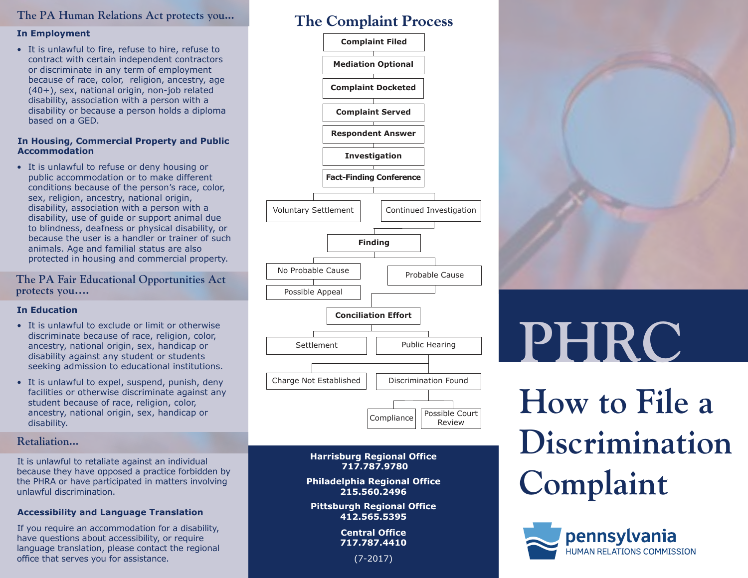## The PA Human Relations Act protects you...

### In Employment

- It is unlawful to fire, refuse to hire, refuse to contract with certain independent contractors or discriminate in any term of employment because of race, color, religion, ancestry, age (40+), sex, national origin, non-job related disability, association with a person with a disability or because a person holds a diploma based on a GED.

### In Housing, Commercial Property and Public Accommodation

- It is unlawful to refuse or deny housing or public accommodation or to make different conditions because of the person's race, color, sex, religion, ancestry, national origin, disability, association with a person with a disability, use of guide or support animal due to blindness, deafness or physical disability, or because the user is a handler or trainer of such animals. Age and familial status are also protected in housing and commercial property.

## The PA Fair Educational Opportunities Act protects you....

### In Education

- It is unlawful to exclude or limit or otherwise discriminate because of race, religion, color, ancestry, national origin, sex, handicap or disability against any student or students seeking admission to educational institutions.
- It is unlawful to expel, suspend, punish, deny facilities or otherwise discriminate against any student because of race, religion, color, ancestry, national origin, sex, handicap or disability.

## Retaliation...

It is unlawful to retaliate against an individual because they have opposed a practice forbidden by the PHRA or have participated in matters involving unlawful discrimination.

### Accessibility and Language Translation

If you require an accommodation for a disability, have questions about accessibility, or require language translation, please contact the regional office that serves you for assistance.

## The Complaint Process

- **Complaint Filed**
- **Mediation Optional**
- **Complaint Docketed**
- **Complaint Served**
- **Respondent Answer**
- **Investigation**
- **Fact-Finding Conference**
  - Voluntary Settlement
  - Continued Investigation
- **Finding**
  - No Probable Cause
    - Possible Appeal
  - Probable Cause
- **Conciliation Effort**
  - Settlement
  - Public Hearing
    - Charge Not Established
    - Discrimination Found
      - Compliance
      - Possible Court Review

**Harrisburg Regional Office**
**717.787.9780**

**Philadelphia Regional Office**
**215.560.2496**

**Pittsburgh Regional Office**
**412.565.5395**

**Central Office**
**717.787.4410**

(7-2017)

# PHRC

# How to File a Discrimination Complaint

pennsylvania
HUMAN RELATIONS COMMISSION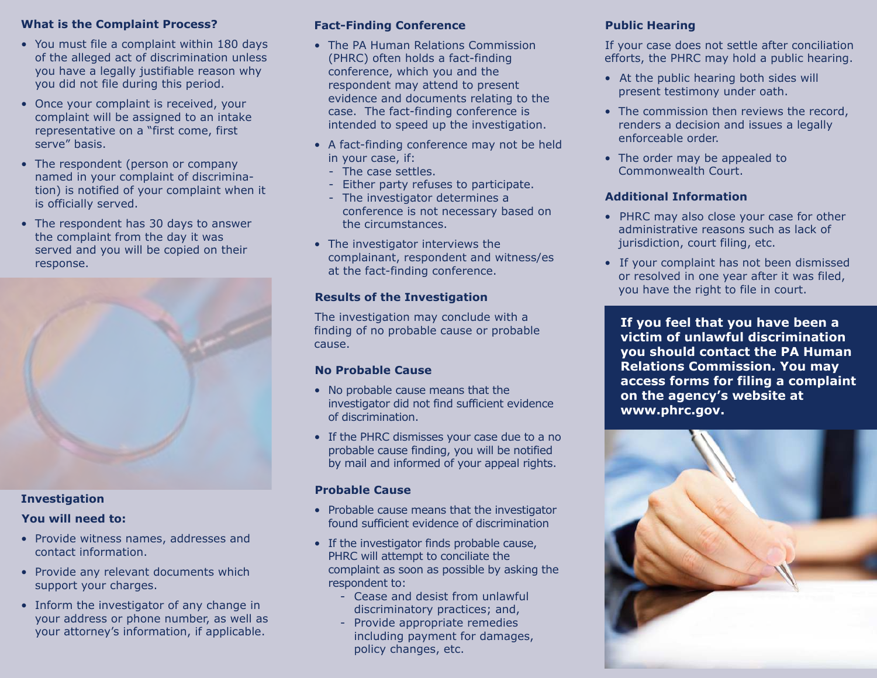## What is the Complaint Process?

- You must file a complaint within 180 days of the alleged act of discrimination unless you have a legally justifiable reason why you did not file during this period.
- Once your complaint is received, your complaint will be assigned to an intake representative on a "first come, first serve" basis.
- The respondent (person or company named in your complaint of discrimination) is notified of your complaint when it is officially served.
- The respondent has 30 days to answer the complaint from the day it was served and you will be copied on their response.

## Investigation

### You will need to:

- Provide witness names, addresses and contact information.
- Provide any relevant documents which support your charges.
- Inform the investigator of any change in your address or phone number, as well as your attorney's information, if applicable.

## Fact-Finding Conference

- The PA Human Relations Commission (PHRC) often holds a fact-finding conference, which you and the respondent may attend to present evidence and documents relating to the case. The fact-finding conference is intended to speed up the investigation.
- A fact-finding conference may not be held in your case, if:
  - The case settles.
  - Either party refuses to participate.
  - The investigator determines a conference is not necessary based on the circumstances.
- The investigator interviews the complainant, respondent and witness/es at the fact-finding conference.

## Results of the Investigation

The investigation may conclude with a finding of no probable cause or probable cause.

## No Probable Cause

- No probable cause means that the investigator did not find sufficient evidence of discrimination.
- If the PHRC dismisses your case due to a no probable cause finding, you will be notified by mail and informed of your appeal rights.

## Probable Cause

- Probable cause means that the investigator found sufficient evidence of discrimination
- If the investigator finds probable cause, PHRC will attempt to conciliate the complaint as soon as possible by asking the respondent to:
  - Cease and desist from unlawful discriminatory practices; and,
  - Provide appropriate remedies including payment for damages, policy changes, etc.

## Public Hearing

If your case does not settle after conciliation efforts, the PHRC may hold a public hearing.

- At the public hearing both sides will present testimony under oath.
- The commission then reviews the record, renders a decision and issues a legally enforceable order.
- The order may be appealed to Commonwealth Court.

## Additional Information

- PHRC may also close your case for other administrative reasons such as lack of jurisdiction, court filing, etc.
- If your complaint has not been dismissed or resolved in one year after it was filed, you have the right to file in court.

**If you feel that you have been a victim of unlawful discrimination you should contact the PA Human Relations Commission. You may access forms for filing a complaint on the agency's website at www.phrc.gov.**